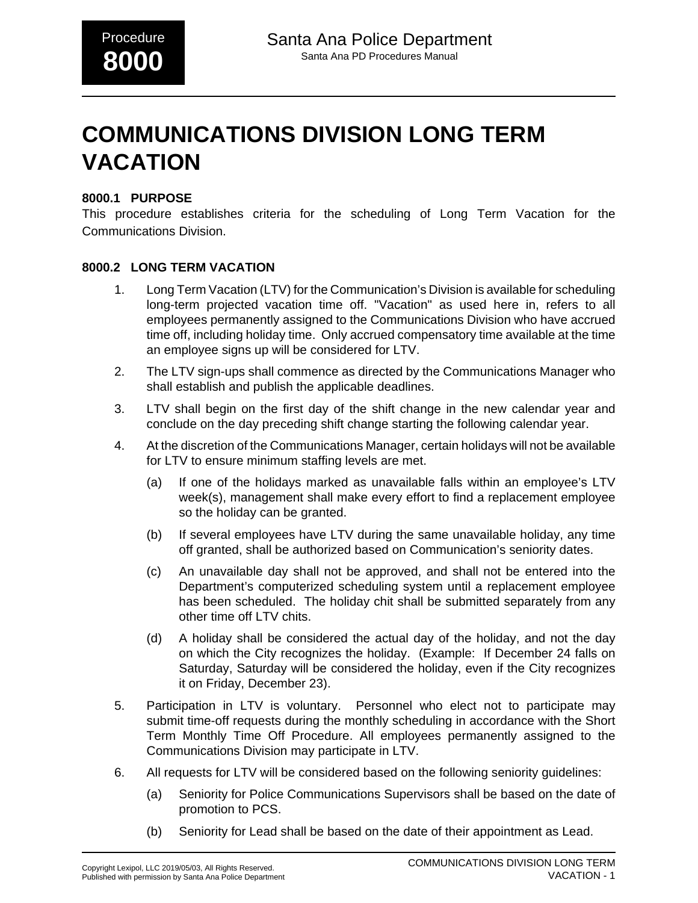# COMMUNICATIONS DIVISION LONG TERM VACATION

## 8000.1 PURPOSE

This procedure establishes criteria for the scheduling of Long Term Vacation for the Communications Division.

## 8000.2 LONG TERM VACATION

1. Long Term Vacation (LTV) for the Communication's Division is available for scheduling long-term projected vacation time off. "Vacation" as used here in, refers to all employees permanently assigned to the Communications Division who have accrued time off, including holiday time. Only accrued compensatory time available at the time an employee signs up will be considered for LTV.

2. The LTV sign-ups shall commence as directed by the Communications Manager who shall establish and publish the applicable deadlines.

3. LTV shall begin on the first day of the shift change in the new calendar year and conclude on the day preceding shift change starting the following calendar year.

4. At the discretion of the Communications Manager, certain holidays will not be available for LTV to ensure minimum staffing levels are met.

    (a) If one of the holidays marked as unavailable falls within an employee's LTV week(s), management shall make every effort to find a replacement employee so the holiday can be granted.

    (b) If several employees have LTV during the same unavailable holiday, any time off granted, shall be authorized based on Communication's seniority dates.

    (c) An unavailable day shall not be approved, and shall not be entered into the Department's computerized scheduling system until a replacement employee has been scheduled. The holiday chit shall be submitted separately from any other time off LTV chits.

    (d) A holiday shall be considered the actual day of the holiday, and not the day on which the City recognizes the holiday. (Example: If December 24 falls on Saturday, Saturday will be considered the holiday, even if the City recognizes it on Friday, December 23).

5. Participation in LTV is voluntary. Personnel who elect not to participate may submit time-off requests during the monthly scheduling in accordance with the Short Term Monthly Time Off Procedure. All employees permanently assigned to the Communications Division may participate in LTV.

6. All requests for LTV will be considered based on the following seniority guidelines:

    (a) Seniority for Police Communications Supervisors shall be based on the date of promotion to PCS.

    (b) Seniority for Lead shall be based on the date of their appointment as Lead.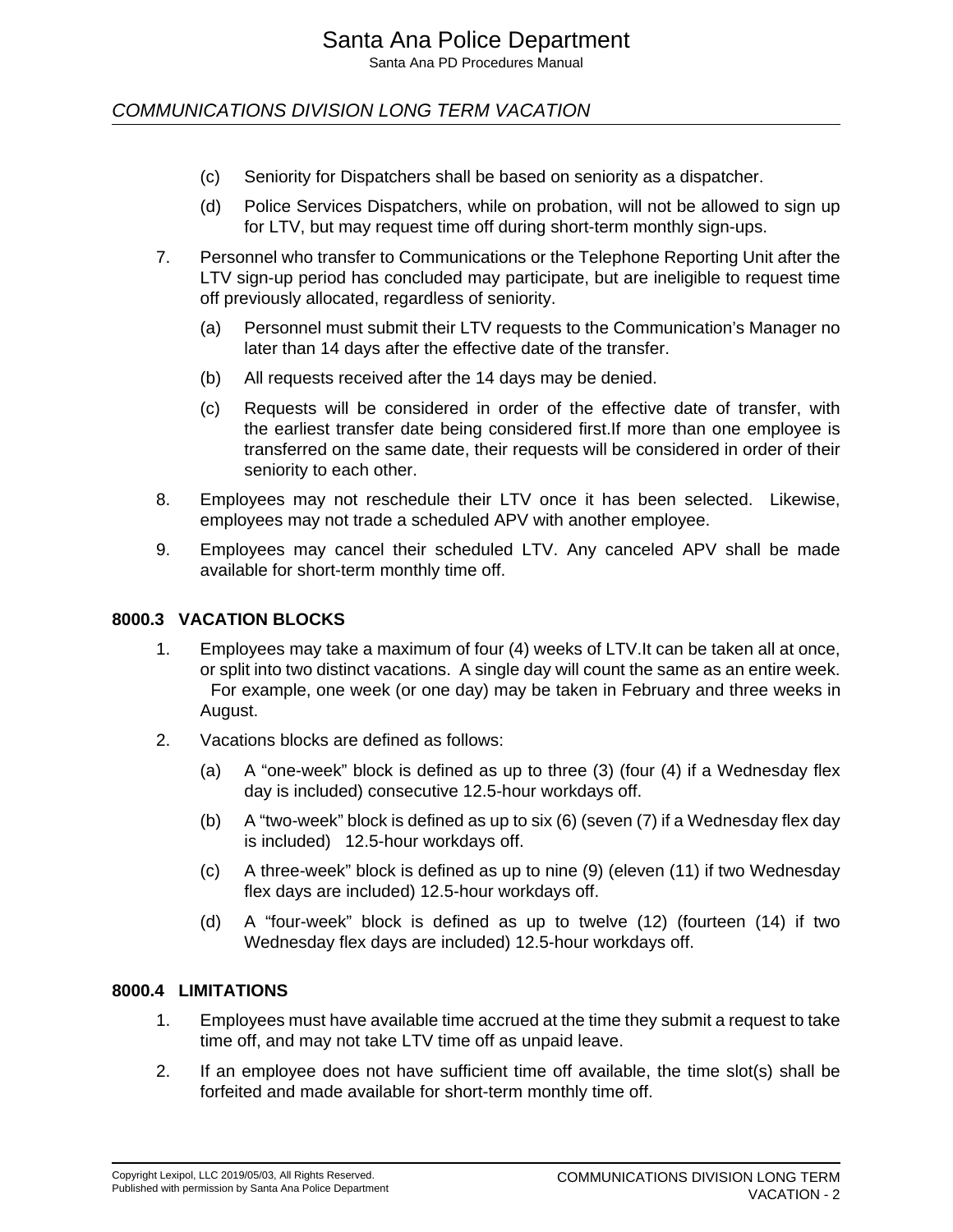(c) Seniority for Dispatchers shall be based on seniority as a dispatcher.

(d) Police Services Dispatchers, while on probation, will not be allowed to sign up for LTV, but may request time off during short-term monthly sign-ups.

7. Personnel who transfer to Communications or the Telephone Reporting Unit after the LTV sign-up period has concluded may participate, but are ineligible to request time off previously allocated, regardless of seniority.

    (a) Personnel must submit their LTV requests to the Communication's Manager no later than 14 days after the effective date of the transfer.

    (b) All requests received after the 14 days may be denied.

    (c) Requests will be considered in order of the effective date of transfer, with the earliest transfer date being considered first.If more than one employee is transferred on the same date, their requests will be considered in order of their seniority to each other.

8. Employees may not reschedule their LTV once it has been selected. Likewise, employees may not trade a scheduled APV with another employee.

9. Employees may cancel their scheduled LTV. Any canceled APV shall be made available for short-term monthly time off.

### 8000.3 VACATION BLOCKS

1. Employees may take a maximum of four (4) weeks of LTV.It can be taken all at once, or split into two distinct vacations. A single day will count the same as an entire week. For example, one week (or one day) may be taken in February and three weeks in August.

2. Vacations blocks are defined as follows:

    (a) A "one-week" block is defined as up to three (3) (four (4) if a Wednesday flex day is included) consecutive 12.5-hour workdays off.

    (b) A "two-week" block is defined as up to six (6) (seven (7) if a Wednesday flex day is included) 12.5-hour workdays off.

    (c) A three-week" block is defined as up to nine (9) (eleven (11) if two Wednesday flex days are included) 12.5-hour workdays off.

    (d) A "four-week" block is defined as up to twelve (12) (fourteen (14) if two Wednesday flex days are included) 12.5-hour workdays off.

### 8000.4 LIMITATIONS

1. Employees must have available time accrued at the time they submit a request to take time off, and may not take LTV time off as unpaid leave.

2. If an employee does not have sufficient time off available, the time slot(s) shall be forfeited and made available for short-term monthly time off.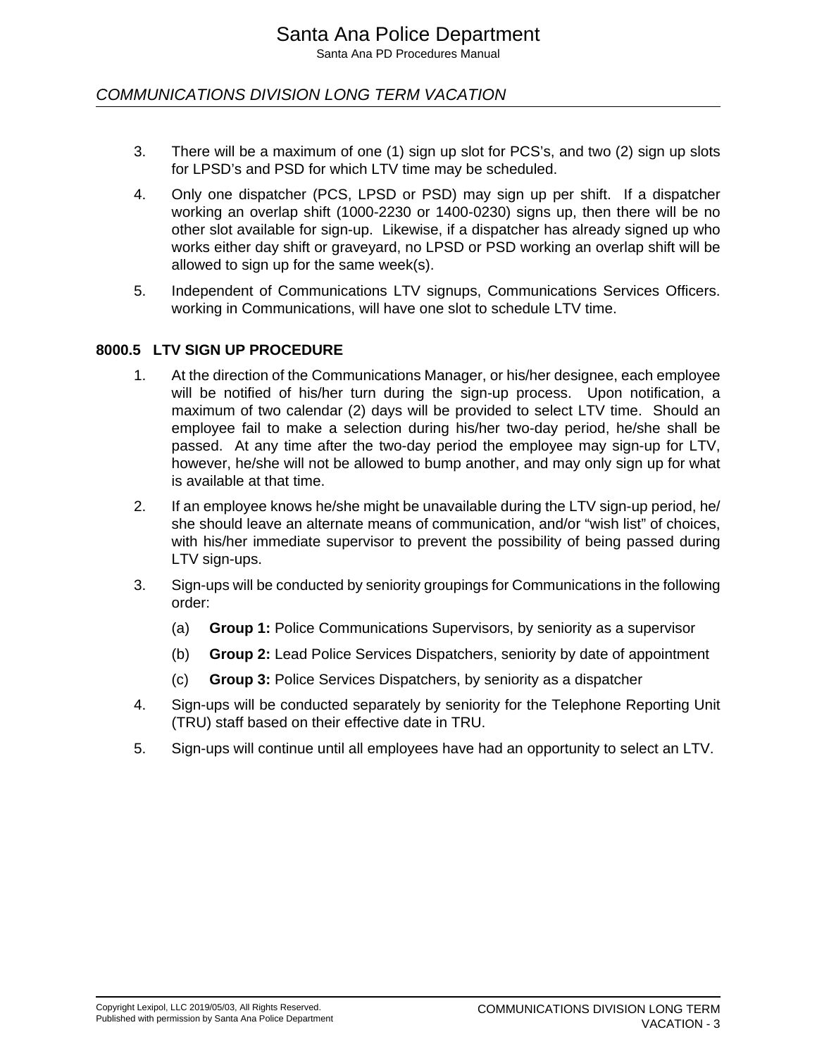3. There will be a maximum of one (1) sign up slot for PCS's, and two (2) sign up slots for LPSD's and PSD for which LTV time may be scheduled.

4. Only one dispatcher (PCS, LPSD or PSD) may sign up per shift. If a dispatcher working an overlap shift (1000-2230 or 1400-0230) signs up, then there will be no other slot available for sign-up. Likewise, if a dispatcher has already signed up who works either day shift or graveyard, no LPSD or PSD working an overlap shift will be allowed to sign up for the same week(s).

5. Independent of Communications LTV signups, Communications Services Officers. working in Communications, will have one slot to schedule LTV time.

### 8000.5 LTV SIGN UP PROCEDURE

1. At the direction of the Communications Manager, or his/her designee, each employee will be notified of his/her turn during the sign-up process. Upon notification, a maximum of two calendar (2) days will be provided to select LTV time. Should an employee fail to make a selection during his/her two-day period, he/she shall be passed. At any time after the two-day period the employee may sign-up for LTV, however, he/she will not be allowed to bump another, and may only sign up for what is available at that time.

2. If an employee knows he/she might be unavailable during the LTV sign-up period, he/she should leave an alternate means of communication, and/or "wish list" of choices, with his/her immediate supervisor to prevent the possibility of being passed during LTV sign-ups.

3. Sign-ups will be conducted by seniority groupings for Communications in the following order:

    (a) **Group 1:** Police Communications Supervisors, by seniority as a supervisor

    (b) **Group 2:** Lead Police Services Dispatchers, seniority by date of appointment

    (c) **Group 3:** Police Services Dispatchers, by seniority as a dispatcher

4. Sign-ups will be conducted separately by seniority for the Telephone Reporting Unit (TRU) staff based on their effective date in TRU.

5. Sign-ups will continue until all employees have had an opportunity to select an LTV.